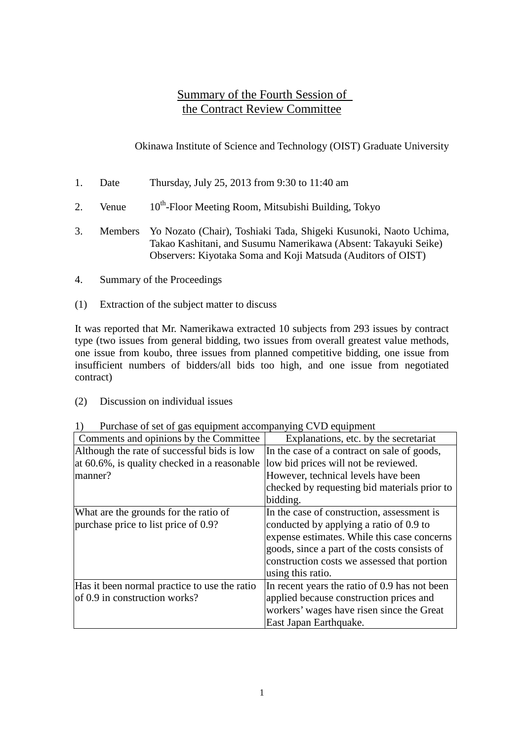# Summary of the Fourth Session of the Contract Review Committee

Okinawa Institute of Science and Technology (OIST) Graduate University

1. Date Thursday, July 25, 2013 from 9:30 to 11:40 am
2. Venue 10th-Floor Meeting Room, Mitsubishi Building, Tokyo
3. Members Yo Nozato (Chair), Toshiaki Tada, Shigeki Kusunoki, Naoto Uchima, Takao Kashitani, and Susumu Namerikawa (Absent: Takayuki Seike) Observers: Kiyotaka Soma and Koji Matsuda (Auditors of OIST)
4. Summary of the Proceedings

(1) Extraction of the subject matter to discuss

It was reported that Mr. Namerikawa extracted 10 subjects from 293 issues by contract type (two issues from general bidding, two issues from overall greatest value methods, one issue from koubo, three issues from planned competitive bidding, one issue from insufficient numbers of bidders/all bids too high, and one issue from negotiated contract)

(2) Discussion on individual issues

1) Purchase of set of gas equipment accompanying CVD equipment

| Comments and opinions by the Committee | Explanations, etc. by the secretariat |
|---|---|
| Although the rate of successful bids is low at 60.6%, is quality checked in a reasonable manner? | In the case of a contract on sale of goods, low bid prices will not be reviewed. However, technical levels have been checked by requesting bid materials prior to bidding. |
| What are the grounds for the ratio of purchase price to list price of 0.9? | In the case of construction, assessment is conducted by applying a ratio of 0.9 to expense estimates. While this case concerns goods, since a part of the costs consists of construction costs we assessed that portion using this ratio. |
| Has it been normal practice to use the ratio of 0.9 in construction works? | In recent years the ratio of 0.9 has not been applied because construction prices and workers' wages have risen since the Great East Japan Earthquake. |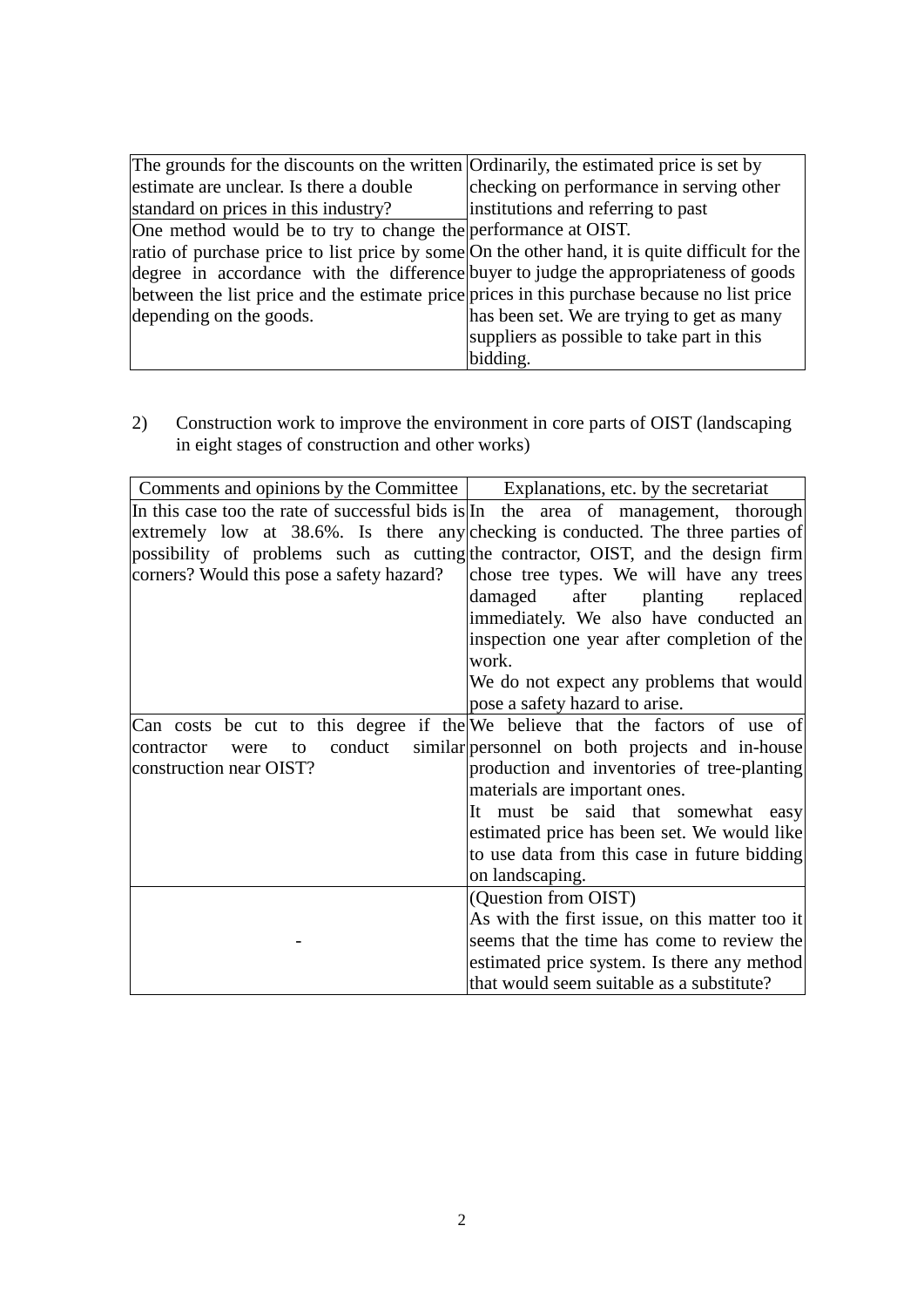| | |
|---|---|
| The grounds for the discounts on the written estimate are unclear. Is there a double standard on prices in this industry? | Ordinarily, the estimated price is set by checking on performance in serving other institutions and referring to past performance at OIST. On the other hand, it is quite difficult for the buyer to judge the appropriateness of goods prices in this purchase because no list price has been set. We are trying to get as many suppliers as possible to take part in this bidding. |
| One method would be to try to change the ratio of purchase price to list price by some degree in accordance with the difference between the list price and the estimate price depending on the goods. | |

2) Construction work to improve the environment in core parts of OIST (landscaping in eight stages of construction and other works)

| Comments and opinions by the Committee | Explanations, etc. by the secretariat |
|---|---|
| In this case too the rate of successful bids is extremely low at 38.6%. Is there any possibility of problems such as cutting corners? Would this pose a safety hazard? | In the area of management, thorough checking is conducted. The three parties of the contractor, OIST, and the design firm chose tree types. We will have any trees damaged after planting replaced immediately. We also have conducted an inspection one year after completion of the work.<br>We do not expect any problems that would pose a safety hazard to arise. |
| Can costs be cut to this degree if the contractor were to conduct similar construction near OIST? | We believe that the factors of use of personnel on both projects and in-house production and inventories of tree-planting materials are important ones.<br>It must be said that somewhat easy estimated price has been set. We would like to use data from this case in future bidding on landscaping. |
| - | (Question from OIST)<br>As with the first issue, on this matter too it seems that the time has come to review the estimated price system. Is there any method that would seem suitable as a substitute? |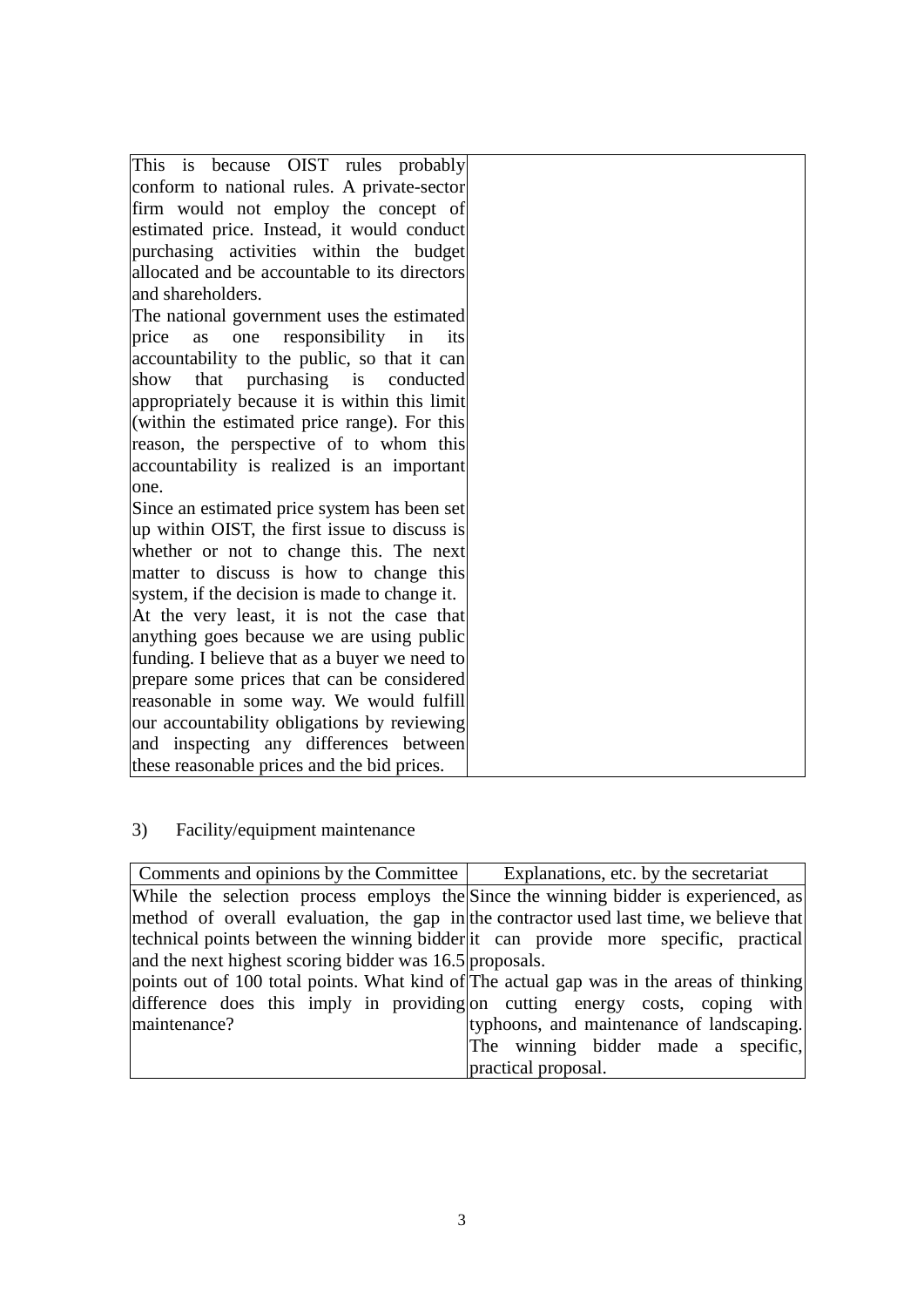| | |
|---|---|
| This is because OIST rules probably conform to national rules. A private-sector firm would not employ the concept of estimated price. Instead, it would conduct purchasing activities within the budget allocated and be accountable to its directors and shareholders.<br>The national government uses the estimated price as one responsibility in its accountability to the public, so that it can show that purchasing is conducted appropriately because it is within this limit (within the estimated price range). For this reason, the perspective of to whom this accountability is realized is an important one.<br>Since an estimated price system has been set up within OIST, the first issue to discuss is whether or not to change this. The next matter to discuss is how to change this system, if the decision is made to change it.<br>At the very least, it is not the case that anything goes because we are using public funding. I believe that as a buyer we need to prepare some prices that can be considered reasonable in some way. We would fulfill our accountability obligations by reviewing and inspecting any differences between these reasonable prices and the bid prices. | |

3) Facility/equipment maintenance

| Comments and opinions by the Committee | Explanations, etc. by the secretariat |
|---|---|
| While the selection process employs the method of overall evaluation, the gap in technical points between the winning bidder and the next highest scoring bidder was 16.5 points out of 100 total points. What kind of difference does this imply in providing maintenance? | Since the winning bidder is experienced, as the contractor used last time, we believe that it can provide more specific, practical proposals.<br>The actual gap was in the areas of thinking on cutting energy costs, coping with typhoons, and maintenance of landscaping. The winning bidder made a specific, practical proposal. |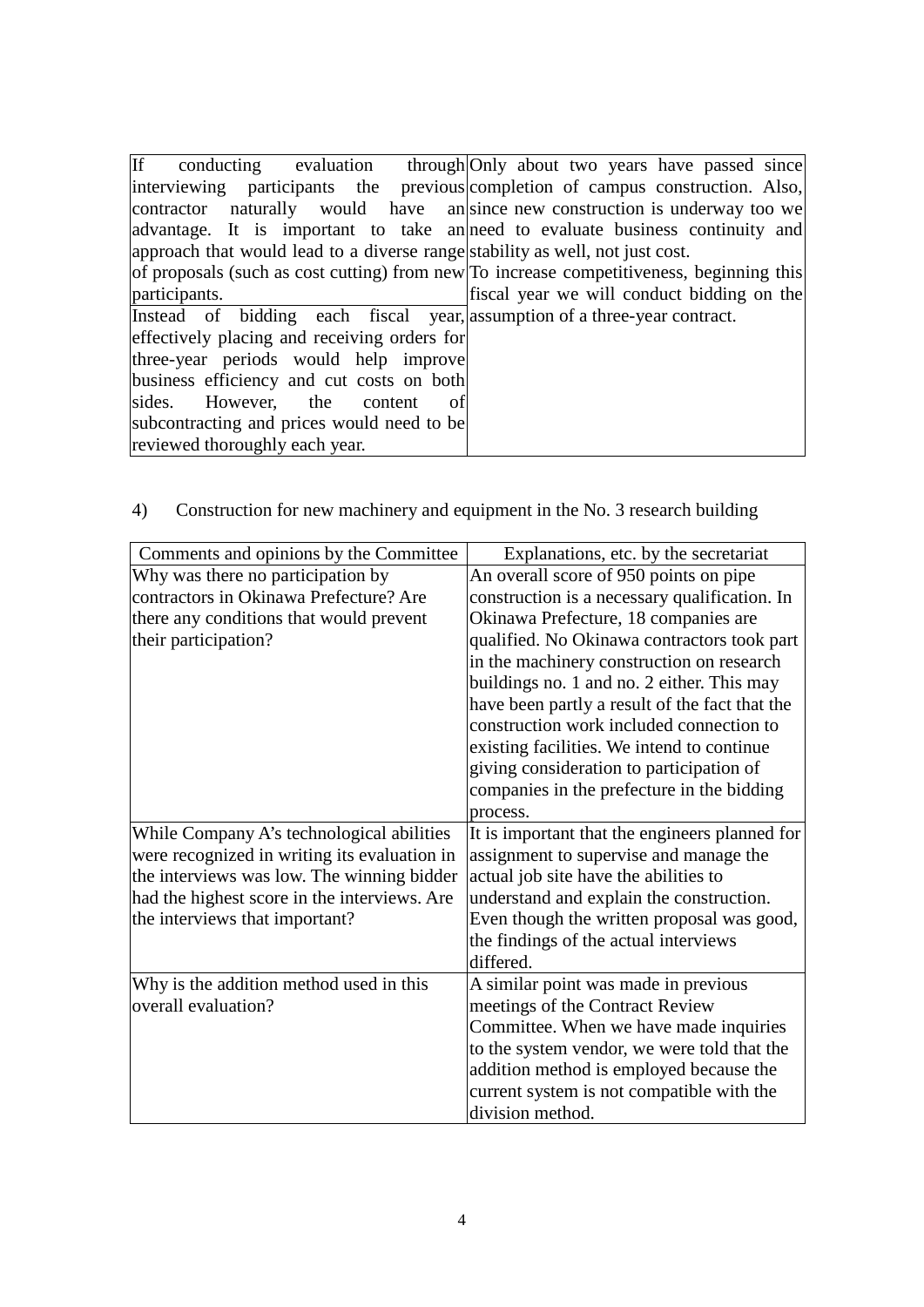| | |
|---|---|
| If conducting evaluation through interviewing participants the previous contractor naturally would have an advantage. It is important to take an approach that would lead to a diverse range of proposals (such as cost cutting) from new participants.<br>Instead of bidding each fiscal year, effectively placing and receiving orders for three-year periods would help improve business efficiency and cut costs on both sides. However, the content of subcontracting and prices would need to be reviewed thoroughly each year. | Only about two years have passed since completion of campus construction. Also, since new construction is underway too we need to evaluate business continuity and stability as well, not just cost.<br>To increase competitiveness, beginning this fiscal year we will conduct bidding on the assumption of a three-year contract. |

4) Construction for new machinery and equipment in the No. 3 research building

| Comments and opinions by the Committee | Explanations, etc. by the secretariat |
|---|---|
| Why was there no participation by contractors in Okinawa Prefecture? Are there any conditions that would prevent their participation? | An overall score of 950 points on pipe construction is a necessary qualification. In Okinawa Prefecture, 18 companies are qualified. No Okinawa contractors took part in the machinery construction on research buildings no. 1 and no. 2 either. This may have been partly a result of the fact that the construction work included connection to existing facilities. We intend to continue giving consideration to participation of companies in the prefecture in the bidding process. |
| While Company A's technological abilities were recognized in writing its evaluation in the interviews was low. The winning bidder had the highest score in the interviews. Are the interviews that important? | It is important that the engineers planned for assignment to supervise and manage the actual job site have the abilities to understand and explain the construction. Even though the written proposal was good, the findings of the actual interviews differed. |
| Why is the addition method used in this overall evaluation? | A similar point was made in previous meetings of the Contract Review Committee. When we have made inquiries to the system vendor, we were told that the addition method is employed because the current system is not compatible with the division method. |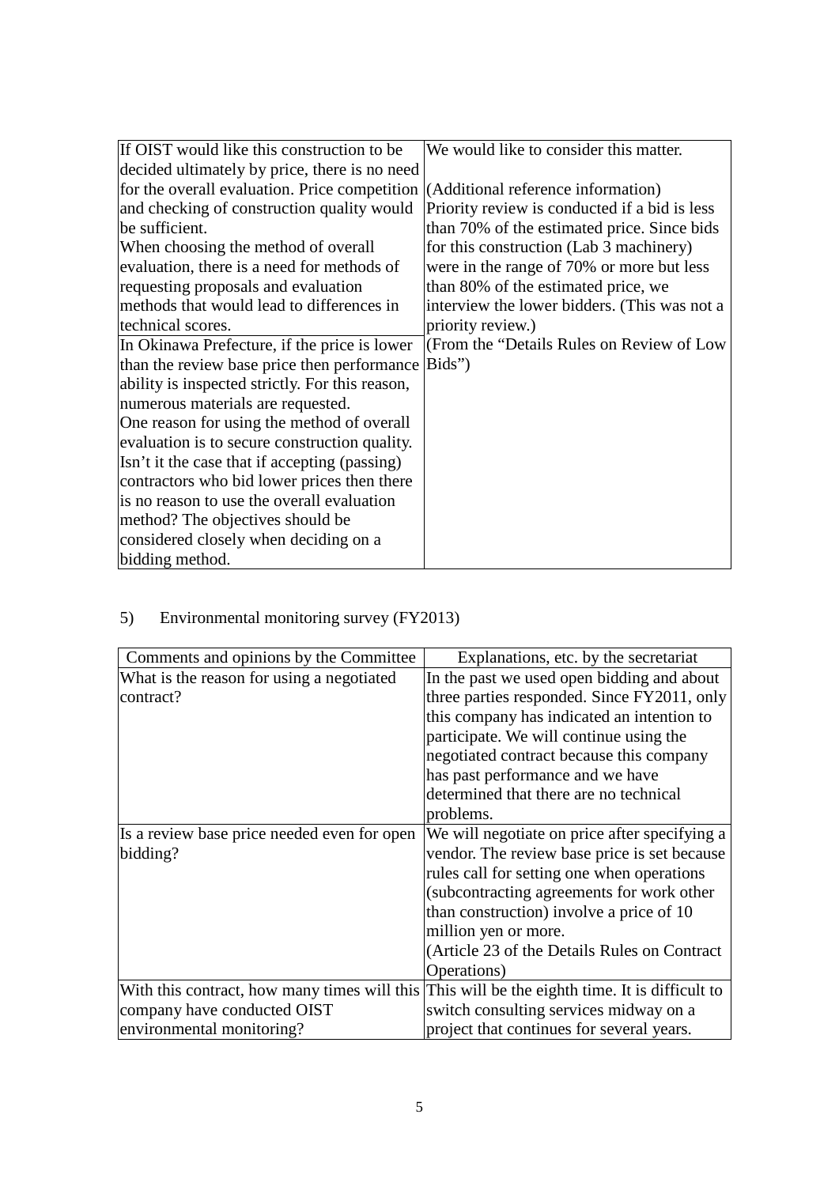| | |
|---|---|
| If OIST would like this construction to be decided ultimately by price, there is no need for the overall evaluation. Price competition and checking of construction quality would be sufficient.<br>When choosing the method of overall evaluation, there is a need for methods of requesting proposals and evaluation methods that would lead to differences in technical scores. | We would like to consider this matter.<br><br>(Additional reference information)<br>Priority review is conducted if a bid is less than 70% of the estimated price. Since bids for this construction (Lab 3 machinery) were in the range of 70% or more but less than 80% of the estimated price, we interview the lower bidders. (This was not a priority review.)<br>(From the "Details Rules on Review of Low Bids") |
| In Okinawa Prefecture, if the price is lower than the review base price then performance ability is inspected strictly. For this reason, numerous materials are requested.<br>One reason for using the method of overall evaluation is to secure construction quality. Isn't it the case that if accepting (passing) contractors who bid lower prices then there is no reason to use the overall evaluation method? The objectives should be considered closely when deciding on a bidding method. | |

5) Environmental monitoring survey (FY2013)

| Comments and opinions by the Committee | Explanations, etc. by the secretariat |
|---|---|
| What is the reason for using a negotiated contract? | In the past we used open bidding and about three parties responded. Since FY2011, only this company has indicated an intention to participate. We will continue using the negotiated contract because this company has past performance and we have determined that there are no technical problems. |
| Is a review base price needed even for open bidding? | We will negotiate on price after specifying a vendor. The review base price is set because rules call for setting one when operations (subcontracting agreements for work other than construction) involve a price of 10 million yen or more.<br>(Article 23 of the Details Rules on Contract Operations) |
| With this contract, how many times will this company have conducted OIST environmental monitoring? | This will be the eighth time. It is difficult to switch consulting services midway on a project that continues for several years. |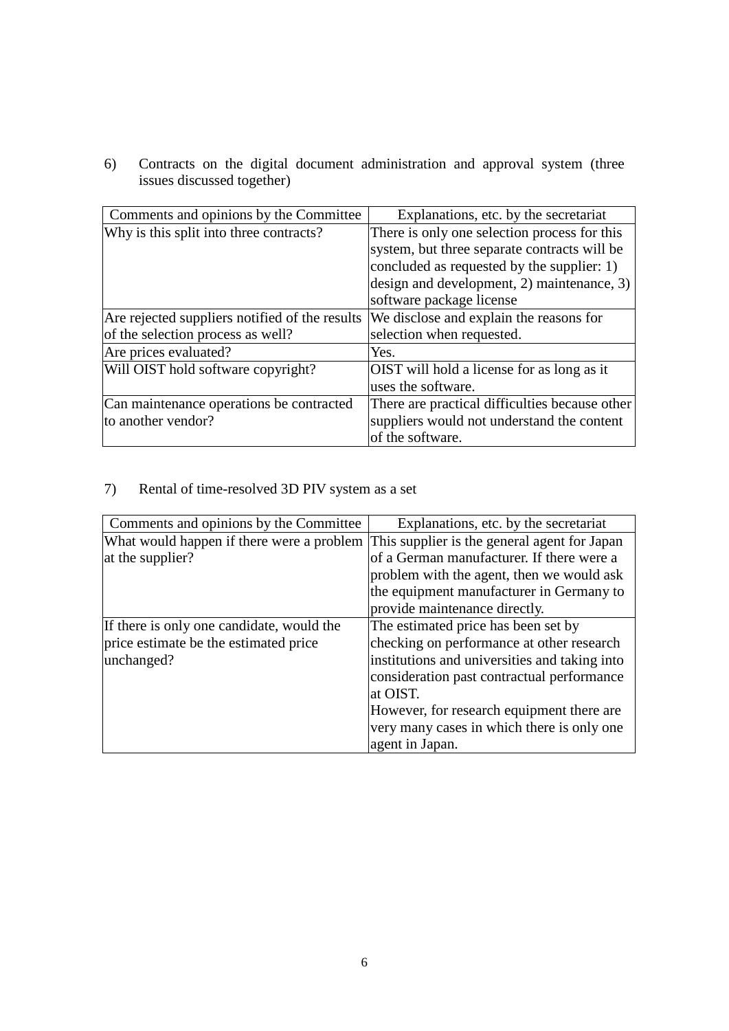6) Contracts on the digital document administration and approval system (three issues discussed together)

| Comments and opinions by the Committee | Explanations, etc. by the secretariat |
|---|---|
| Why is this split into three contracts? | There is only one selection process for this system, but three separate contracts will be concluded as requested by the supplier: 1) design and development, 2) maintenance, 3) software package license |
| Are rejected suppliers notified of the results of the selection process as well? | We disclose and explain the reasons for selection when requested. |
| Are prices evaluated? | Yes. |
| Will OIST hold software copyright? | OIST will hold a license for as long as it uses the software. |
| Can maintenance operations be contracted to another vendor? | There are practical difficulties because other suppliers would not understand the content of the software. |

7) Rental of time-resolved 3D PIV system as a set

| Comments and opinions by the Committee | Explanations, etc. by the secretariat |
|---|---|
| What would happen if there were a problem at the supplier? | This supplier is the general agent for Japan of a German manufacturer. If there were a problem with the agent, then we would ask the equipment manufacturer in Germany to provide maintenance directly. |
| If there is only one candidate, would the price estimate be the estimated price unchanged? | The estimated price has been set by checking on performance at other research institutions and universities and taking into consideration past contractual performance at OIST.<br>However, for research equipment there are very many cases in which there is only one agent in Japan. |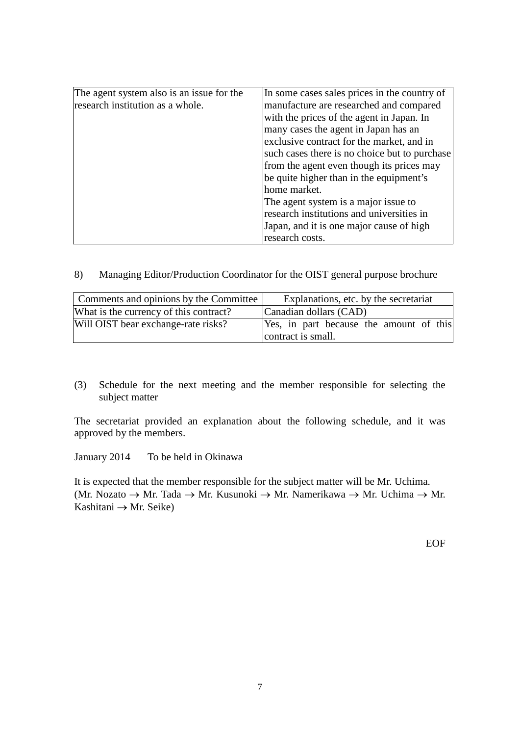| | |
|---|---|
| The agent system also is an issue for the research institution as a whole. | In some cases sales prices in the country of manufacture are researched and compared with the prices of the agent in Japan. In many cases the agent in Japan has an exclusive contract for the market, and in such cases there is no choice but to purchase from the agent even though its prices may be quite higher than in the equipment's home market.<br>The agent system is a major issue to research institutions and universities in Japan, and it is one major cause of high research costs. |

8) Managing Editor/Production Coordinator for the OIST general purpose brochure

| Comments and opinions by the Committee | Explanations, etc. by the secretariat |
|---|---|
| What is the currency of this contract? | Canadian dollars (CAD) |
| Will OIST bear exchange-rate risks? | Yes, in part because the amount of this contract is small. |

(3) Schedule for the next meeting and the member responsible for selecting the subject matter

The secretariat provided an explanation about the following schedule, and it was approved by the members.

January 2014 To be held in Okinawa

It is expected that the member responsible for the subject matter will be Mr. Uchima. (Mr. Nozato → Mr. Tada → Mr. Kusunoki → Mr. Namerikawa → Mr. Uchima → Mr. Kashitani → Mr. Seike)

EOF